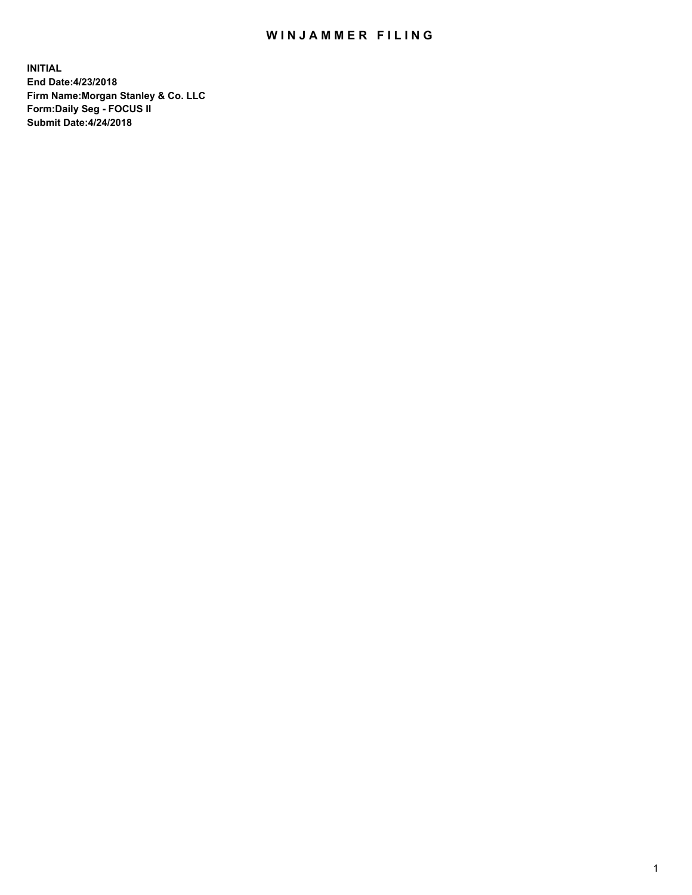# WINJAMMER FILING

**INITIAL**
**End Date:4/23/2018**
**Firm Name:Morgan Stanley & Co. LLC**
**Form:Daily Seg - FOCUS II**
**Submit Date:4/24/2018**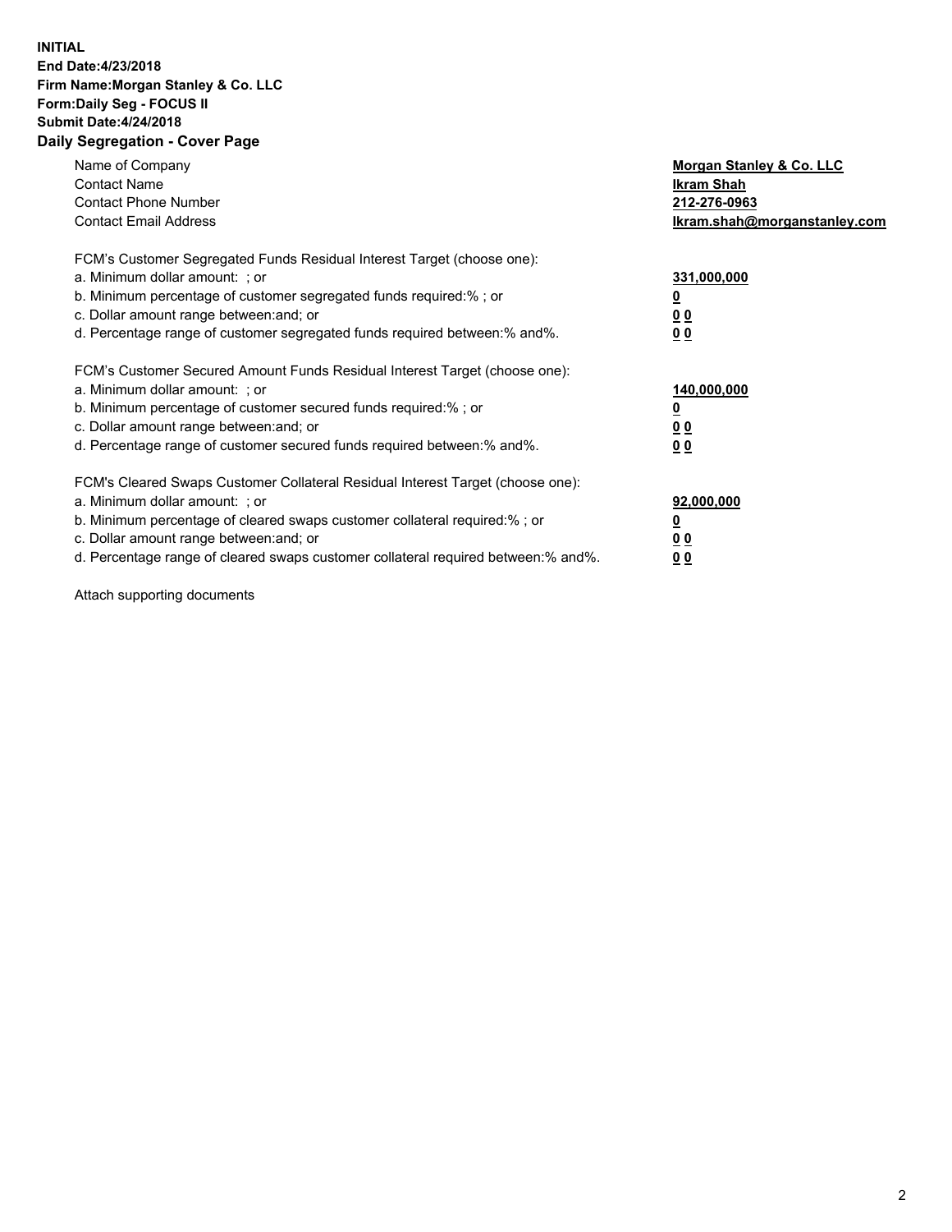**INITIAL**
**End Date:4/23/2018**
**Firm Name:Morgan Stanley & Co. LLC**
**Form:Daily Seg - FOCUS II**
**Submit Date:4/24/2018**
**Daily Segregation - Cover Page**

| | |
|---|---|
| Name of Company | **Morgan Stanley & Co. LLC** |
| Contact Name | **Ikram Shah** |
| Contact Phone Number | **212-276-0963** |
| Contact Email Address | **Ikram.shah@morganstanley.com** |

FCM's Customer Segregated Funds Residual Interest Target (choose one):

| | |
|---|---|
| a. Minimum dollar amount: ; or | **331,000,000** |
| b. Minimum percentage of customer segregated funds required:% ; or | **0** |
| c. Dollar amount range between:and; or | **0 0** |
| d. Percentage range of customer segregated funds required between:% and%. | **0 0** |

FCM's Customer Secured Amount Funds Residual Interest Target (choose one):

| | |
|---|---|
| a. Minimum dollar amount: ; or | **140,000,000** |
| b. Minimum percentage of customer secured funds required:% ; or | **0** |
| c. Dollar amount range between:and; or | **0 0** |
| d. Percentage range of customer secured funds required between:% and%. | **0 0** |

FCM's Cleared Swaps Customer Collateral Residual Interest Target (choose one):

| | |
|---|---|
| a. Minimum dollar amount: ; or | **92,000,000** |
| b. Minimum percentage of cleared swaps customer collateral required:% ; or | **0** |
| c. Dollar amount range between:and; or | **0 0** |
| d. Percentage range of cleared swaps customer collateral required between:% and%. | **0 0** |

Attach supporting documents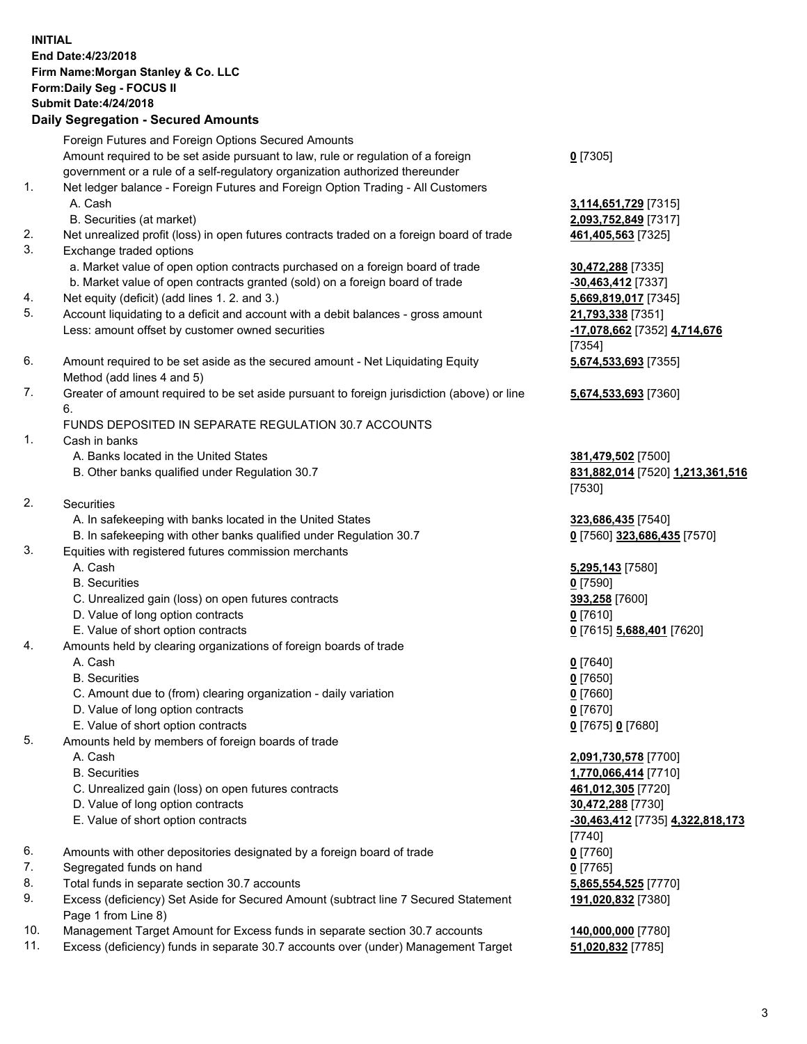**INITIAL**
**End Date:4/23/2018**
**Firm Name:Morgan Stanley & Co. LLC**
**Form:Daily Seg - FOCUS II**
**Submit Date:4/24/2018**

## Daily Segregation - Secured Amounts

| | | |
|---|---|---|
| | Foreign Futures and Foreign Options Secured Amounts | |
| | Amount required to be set aside pursuant to law, rule or regulation of a foreign government or a rule of a self-regulatory organization authorized thereunder | **0** [7305] |
| 1. | Net ledger balance - Foreign Futures and Foreign Option Trading - All Customers | |
| | A. Cash | **3,114,651,729** [7315] |
| | B. Securities (at market) | **2,093,752,849** [7317] |
| 2. | Net unrealized profit (loss) in open futures contracts traded on a foreign board of trade | **461,405,563** [7325] |
| 3. | Exchange traded options | |
| | a. Market value of open option contracts purchased on a foreign board of trade | **30,472,288** [7335] |
| | b. Market value of open contracts granted (sold) on a foreign board of trade | **-30,463,412** [7337] |
| 4. | Net equity (deficit) (add lines 1. 2. and 3.) | **5,669,819,017** [7345] |
| 5. | Account liquidating to a deficit and account with a debit balances - gross amount | **21,793,338** [7351] |
| | Less: amount offset by customer owned securities | **-17,078,662** [7352] **4,714,676** [7354] |
| 6. | Amount required to be set aside as the secured amount - Net Liquidating Equity Method (add lines 4 and 5) | **5,674,533,693** [7355] |
| 7. | Greater of amount required to be set aside pursuant to foreign jurisdiction (above) or line 6. | **5,674,533,693** [7360] |
| | FUNDS DEPOSITED IN SEPARATE REGULATION 30.7 ACCOUNTS | |
| 1. | Cash in banks | |
| | A. Banks located in the United States | **381,479,502** [7500] |
| | B. Other banks qualified under Regulation 30.7 | **831,882,014** [7520] **1,213,361,516** [7530] |
| 2. | Securities | |
| | A. In safekeeping with banks located in the United States | **323,686,435** [7540] |
| | B. In safekeeping with other banks qualified under Regulation 30.7 | **0** [7560] **323,686,435** [7570] |
| 3. | Equities with registered futures commission merchants | |
| | A. Cash | **5,295,143** [7580] |
| | B. Securities | **0** [7590] |
| | C. Unrealized gain (loss) on open futures contracts | **393,258** [7600] |
| | D. Value of long option contracts | **0** [7610] |
| | E. Value of short option contracts | **0** [7615] **5,688,401** [7620] |
| 4. | Amounts held by clearing organizations of foreign boards of trade | |
| | A. Cash | **0** [7640] |
| | B. Securities | **0** [7650] |
| | C. Amount due to (from) clearing organization - daily variation | **0** [7660] |
| | D. Value of long option contracts | **0** [7670] |
| | E. Value of short option contracts | **0** [7675] **0** [7680] |
| 5. | Amounts held by members of foreign boards of trade | |
| | A. Cash | **2,091,730,578** [7700] |
| | B. Securities | **1,770,066,414** [7710] |
| | C. Unrealized gain (loss) on open futures contracts | **461,012,305** [7720] |
| | D. Value of long option contracts | **30,472,288** [7730] |
| | E. Value of short option contracts | **-30,463,412** [7735] **4,322,818,173** [7740] |
| 6. | Amounts with other depositories designated by a foreign board of trade | **0** [7760] |
| 7. | Segregated funds on hand | **0** [7765] |
| 8. | Total funds in separate section 30.7 accounts | **5,865,554,525** [7770] |
| 9. | Excess (deficiency) Set Aside for Secured Amount (subtract line 7 Secured Statement Page 1 from Line 8) | **191,020,832** [7380] |
| 10. | Management Target Amount for Excess funds in separate section 30.7 accounts | **140,000,000** [7780] |
| 11. | Excess (deficiency) funds in separate 30.7 accounts over (under) Management Target | **51,020,832** [7785] |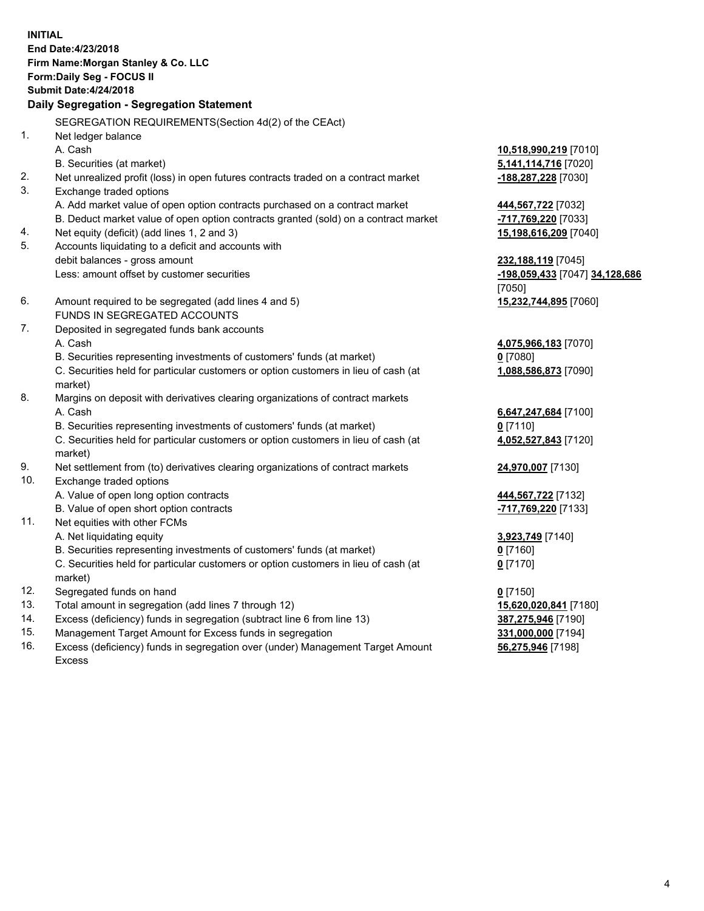**INITIAL**
**End Date:4/23/2018**
**Firm Name:Morgan Stanley & Co. LLC**
**Form:Daily Seg - FOCUS II**
**Submit Date:4/24/2018**

**Daily Segregation - Segregation Statement**

SEGREGATION REQUIREMENTS(Section 4d(2) of the CEAct)

| | | |
|---|---|---|
| 1. | Net ledger balance | |
| | A. Cash | 10,518,990,219 [7010] |
| | B. Securities (at market) | 5,141,114,716 [7020] |
| 2. | Net unrealized profit (loss) in open futures contracts traded on a contract market | -188,287,228 [7030] |
| 3. | Exchange traded options | |
| | A. Add market value of open option contracts purchased on a contract market | 444,567,722 [7032] |
| | B. Deduct market value of open option contracts granted (sold) on a contract market | -717,769,220 [7033] |
| 4. | Net equity (deficit) (add lines 1, 2 and 3) | 15,198,616,209 [7040] |
| 5. | Accounts liquidating to a deficit and accounts with debit balances - gross amount | 232,188,119 [7045] |
| | Less: amount offset by customer securities | -198,059,433 [7047] 34,128,686 [7050] |
| 6. | Amount required to be segregated (add lines 4 and 5) | 15,232,744,895 [7060] |
| | FUNDS IN SEGREGATED ACCOUNTS | |
| 7. | Deposited in segregated funds bank accounts | |
| | A. Cash | 4,075,966,183 [7070] |
| | B. Securities representing investments of customers' funds (at market) | 0 [7080] |
| | C. Securities held for particular customers or option customers in lieu of cash (at market) | 1,088,586,873 [7090] |
| 8. | Margins on deposit with derivatives clearing organizations of contract markets | |
| | A. Cash | 6,647,247,684 [7100] |
| | B. Securities representing investments of customers' funds (at market) | 0 [7110] |
| | C. Securities held for particular customers or option customers in lieu of cash (at market) | 4,052,527,843 [7120] |
| 9. | Net settlement from (to) derivatives clearing organizations of contract markets | 24,970,007 [7130] |
| 10. | Exchange traded options | |
| | A. Value of open long option contracts | 444,567,722 [7132] |
| | B. Value of open short option contracts | -717,769,220 [7133] |
| 11. | Net equities with other FCMs | |
| | A. Net liquidating equity | 3,923,749 [7140] |
| | B. Securities representing investments of customers' funds (at market) | 0 [7160] |
| | C. Securities held for particular customers or option customers in lieu of cash (at market) | 0 [7170] |
| 12. | Segregated funds on hand | 0 [7150] |
| 13. | Total amount in segregation (add lines 7 through 12) | 15,620,020,841 [7180] |
| 14. | Excess (deficiency) funds in segregation (subtract line 6 from line 13) | 387,275,946 [7190] |
| 15. | Management Target Amount for Excess funds in segregation | 331,000,000 [7194] |
| 16. | Excess (deficiency) funds in segregation over (under) Management Target Amount Excess | 56,275,946 [7198] |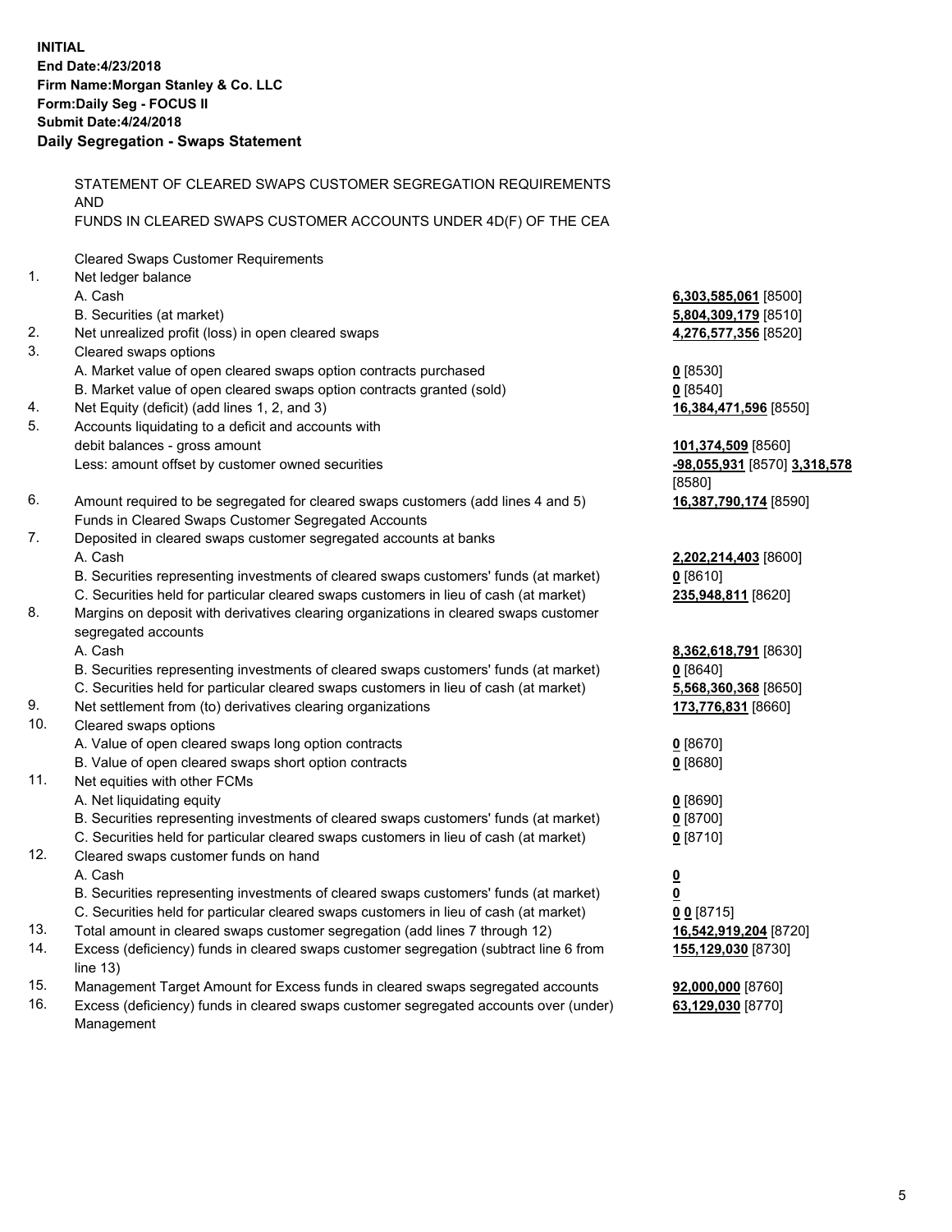**INITIAL**
**End Date:4/23/2018**
**Firm Name:Morgan Stanley & Co. LLC**
**Form:Daily Seg - FOCUS II**
**Submit Date:4/24/2018**
**Daily Segregation - Swaps Statement**

STATEMENT OF CLEARED SWAPS CUSTOMER SEGREGATION REQUIREMENTS AND FUNDS IN CLEARED SWAPS CUSTOMER ACCOUNTS UNDER 4D(F) OF THE CEA

| | | |
|---|---|---|
| | Cleared Swaps Customer Requirements | |
| 1. | Net ledger balance | |
| | A. Cash | **6,303,585,061** [8500] |
| | B. Securities (at market) | **5,804,309,179** [8510] |
| 2. | Net unrealized profit (loss) in open cleared swaps | **4,276,577,356** [8520] |
| 3. | Cleared swaps options | |
| | A. Market value of open cleared swaps option contracts purchased | **0** [8530] |
| | B. Market value of open cleared swaps option contracts granted (sold) | **0** [8540] |
| 4. | Net Equity (deficit) (add lines 1, 2, and 3) | **16,384,471,596** [8550] |
| 5. | Accounts liquidating to a deficit and accounts with debit balances - gross amount | **101,374,509** [8560] |
| | Less: amount offset by customer owned securities | **-98,055,931** [8570] **3,318,578** [8580] |
| 6. | Amount required to be segregated for cleared swaps customers (add lines 4 and 5) | **16,387,790,174** [8590] |
| | Funds in Cleared Swaps Customer Segregated Accounts | |
| 7. | Deposited in cleared swaps customer segregated accounts at banks | |
| | A. Cash | **2,202,214,403** [8600] |
| | B. Securities representing investments of cleared swaps customers' funds (at market) | **0** [8610] |
| | C. Securities held for particular cleared swaps customers in lieu of cash (at market) | **235,948,811** [8620] |
| 8. | Margins on deposit with derivatives clearing organizations in cleared swaps customer segregated accounts | |
| | A. Cash | **8,362,618,791** [8630] |
| | B. Securities representing investments of cleared swaps customers' funds (at market) | **0** [8640] |
| | C. Securities held for particular cleared swaps customers in lieu of cash (at market) | **5,568,360,368** [8650] |
| 9. | Net settlement from (to) derivatives clearing organizations | **173,776,831** [8660] |
| 10. | Cleared swaps options | |
| | A. Value of open cleared swaps long option contracts | **0** [8670] |
| | B. Value of open cleared swaps short option contracts | **0** [8680] |
| 11. | Net equities with other FCMs | |
| | A. Net liquidating equity | **0** [8690] |
| | B. Securities representing investments of cleared swaps customers' funds (at market) | **0** [8700] |
| | C. Securities held for particular cleared swaps customers in lieu of cash (at market) | **0** [8710] |
| 12. | Cleared swaps customer funds on hand | |
| | A. Cash | **0** |
| | B. Securities representing investments of cleared swaps customers' funds (at market) | **0** |
| | C. Securities held for particular cleared swaps customers in lieu of cash (at market) | **0** **0** [8715] |
| 13. | Total amount in cleared swaps customer segregation (add lines 7 through 12) | **16,542,919,204** [8720] |
| 14. | Excess (deficiency) funds in cleared swaps customer segregation (subtract line 6 from line 13) | **155,129,030** [8730] |
| 15. | Management Target Amount for Excess funds in cleared swaps segregated accounts | **92,000,000** [8760] |
| 16. | Excess (deficiency) funds in cleared swaps customer segregated accounts over (under) Management | **63,129,030** [8770] |